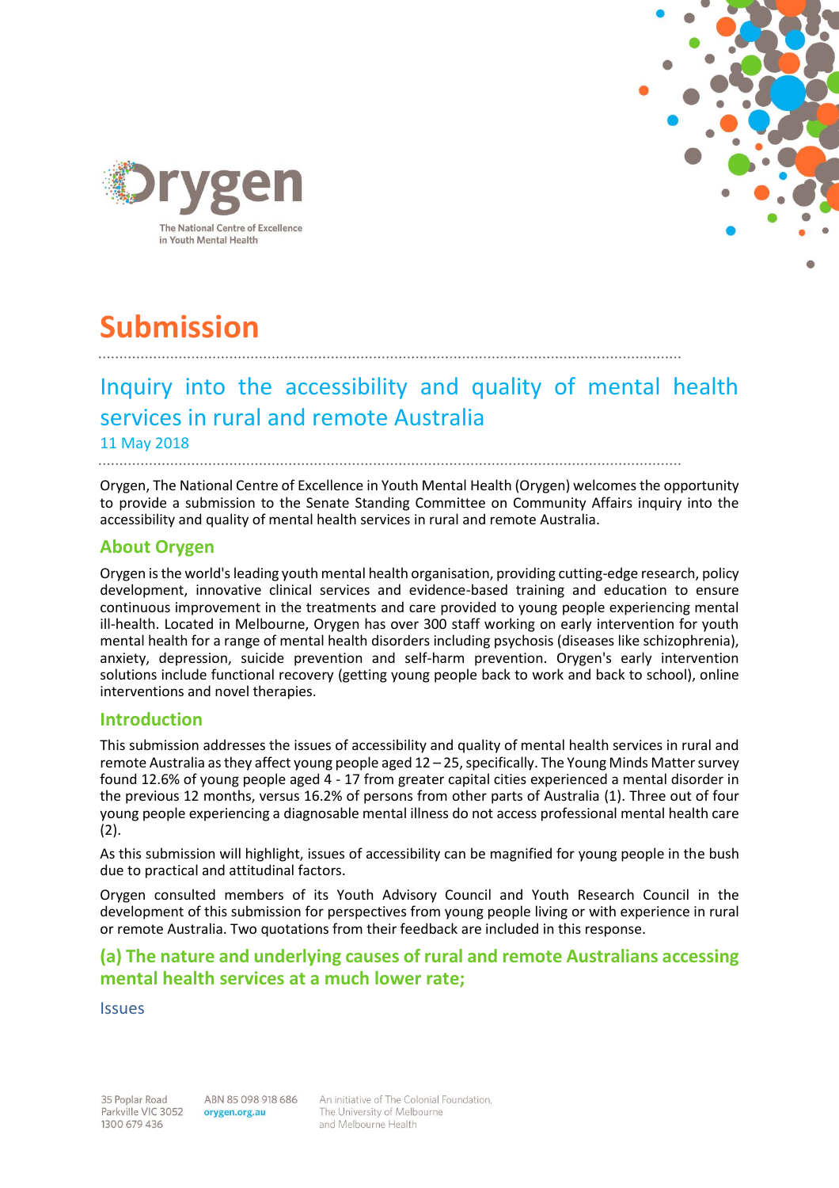Orygen

The National Centre of Excellence in Youth Mental Health

# Submission

## Inquiry into the accessibility and quality of mental health services in rural and remote Australia

11 May 2018

Orygen, The National Centre of Excellence in Youth Mental Health (Orygen) welcomes the opportunity to provide a submission to the Senate Standing Committee on Community Affairs inquiry into the accessibility and quality of mental health services in rural and remote Australia.

### About Orygen

Orygen is the world's leading youth mental health organisation, providing cutting-edge research, policy development, innovative clinical services and evidence-based training and education to ensure continuous improvement in the treatments and care provided to young people experiencing mental ill-health. Located in Melbourne, Orygen has over 300 staff working on early intervention for youth mental health for a range of mental health disorders including psychosis (diseases like schizophrenia), anxiety, depression, suicide prevention and self-harm prevention. Orygen's early intervention solutions include functional recovery (getting young people back to work and back to school), online interventions and novel therapies.

### Introduction

This submission addresses the issues of accessibility and quality of mental health services in rural and remote Australia as they affect young people aged 12 – 25, specifically. The Young Minds Matter survey found 12.6% of young people aged 4 - 17 from greater capital cities experienced a mental disorder in the previous 12 months, versus 16.2% of persons from other parts of Australia (1). Three out of four young people experiencing a diagnosable mental illness do not access professional mental health care (2).

As this submission will highlight, issues of accessibility can be magnified for young people in the bush due to practical and attitudinal factors.

Orygen consulted members of its Youth Advisory Council and Youth Research Council in the development of this submission for perspectives from young people living or with experience in rural or remote Australia. Two quotations from their feedback are included in this response.

### (a) The nature and underlying causes of rural and remote Australians accessing mental health services at a much lower rate;

#### Issues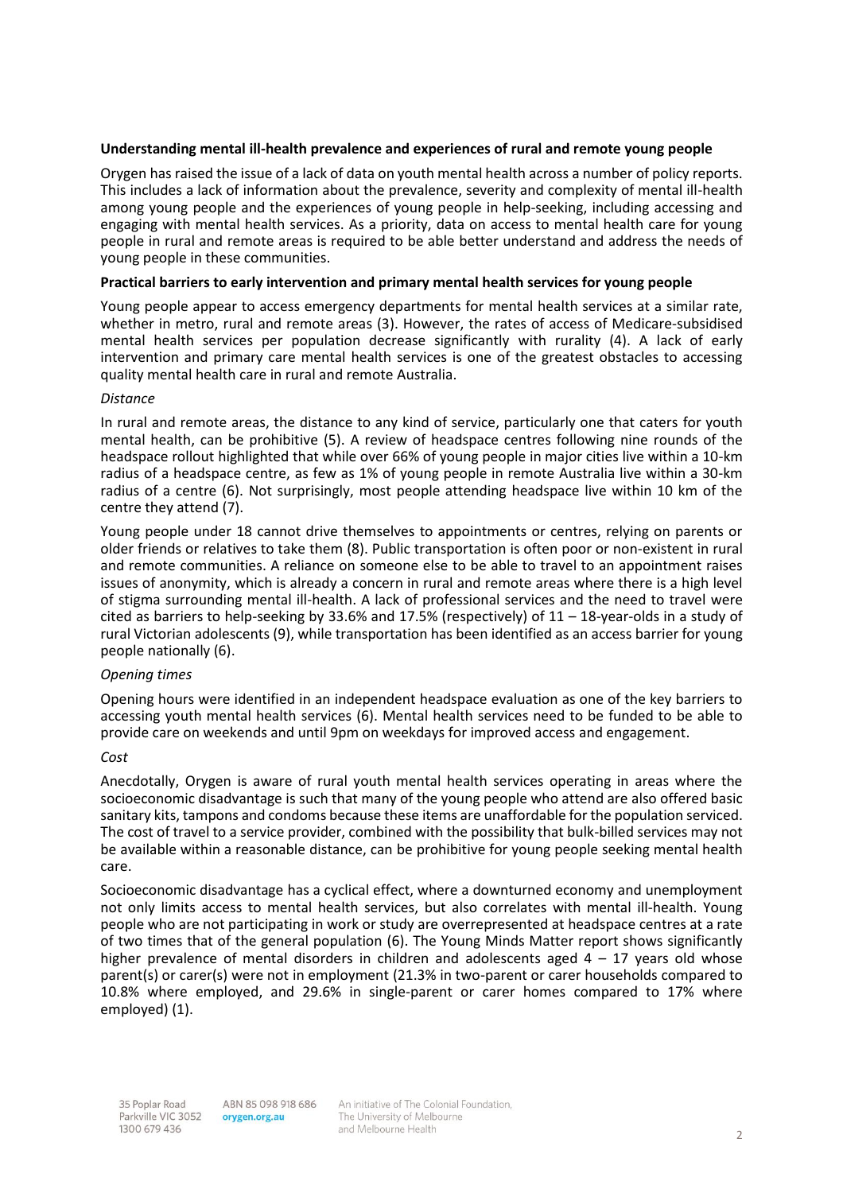**Understanding mental ill-health prevalence and experiences of rural and remote young people**

Orygen has raised the issue of a lack of data on youth mental health across a number of policy reports. This includes a lack of information about the prevalence, severity and complexity of mental ill-health among young people and the experiences of young people in help-seeking, including accessing and engaging with mental health services. As a priority, data on access to mental health care for young people in rural and remote areas is required to be able better understand and address the needs of young people in these communities.

**Practical barriers to early intervention and primary mental health services for young people**

Young people appear to access emergency departments for mental health services at a similar rate, whether in metro, rural and remote areas (3). However, the rates of access of Medicare-subsidised mental health services per population decrease significantly with rurality (4). A lack of early intervention and primary care mental health services is one of the greatest obstacles to accessing quality mental health care in rural and remote Australia.

*Distance*

In rural and remote areas, the distance to any kind of service, particularly one that caters for youth mental health, can be prohibitive (5). A review of headspace centres following nine rounds of the headspace rollout highlighted that while over 66% of young people in major cities live within a 10-km radius of a headspace centre, as few as 1% of young people in remote Australia live within a 30-km radius of a centre (6). Not surprisingly, most people attending headspace live within 10 km of the centre they attend (7).

Young people under 18 cannot drive themselves to appointments or centres, relying on parents or older friends or relatives to take them (8). Public transportation is often poor or non-existent in rural and remote communities. A reliance on someone else to be able to travel to an appointment raises issues of anonymity, which is already a concern in rural and remote areas where there is a high level of stigma surrounding mental ill-health. A lack of professional services and the need to travel were cited as barriers to help-seeking by 33.6% and 17.5% (respectively) of 11 – 18-year-olds in a study of rural Victorian adolescents (9), while transportation has been identified as an access barrier for young people nationally (6).

*Opening times*

Opening hours were identified in an independent headspace evaluation as one of the key barriers to accessing youth mental health services (6). Mental health services need to be funded to be able to provide care on weekends and until 9pm on weekdays for improved access and engagement.

*Cost*

Anecdotally, Orygen is aware of rural youth mental health services operating in areas where the socioeconomic disadvantage is such that many of the young people who attend are also offered basic sanitary kits, tampons and condoms because these items are unaffordable for the population serviced. The cost of travel to a service provider, combined with the possibility that bulk-billed services may not be available within a reasonable distance, can be prohibitive for young people seeking mental health care.

Socioeconomic disadvantage has a cyclical effect, where a downturned economy and unemployment not only limits access to mental health services, but also correlates with mental ill-health. Young people who are not participating in work or study are overrepresented at headspace centres at a rate of two times that of the general population (6). The Young Minds Matter report shows significantly higher prevalence of mental disorders in children and adolescents aged 4 – 17 years old whose parent(s) or carer(s) were not in employment (21.3% in two-parent or carer households compared to 10.8% where employed, and 29.6% in single-parent or carer homes compared to 17% where employed) (1).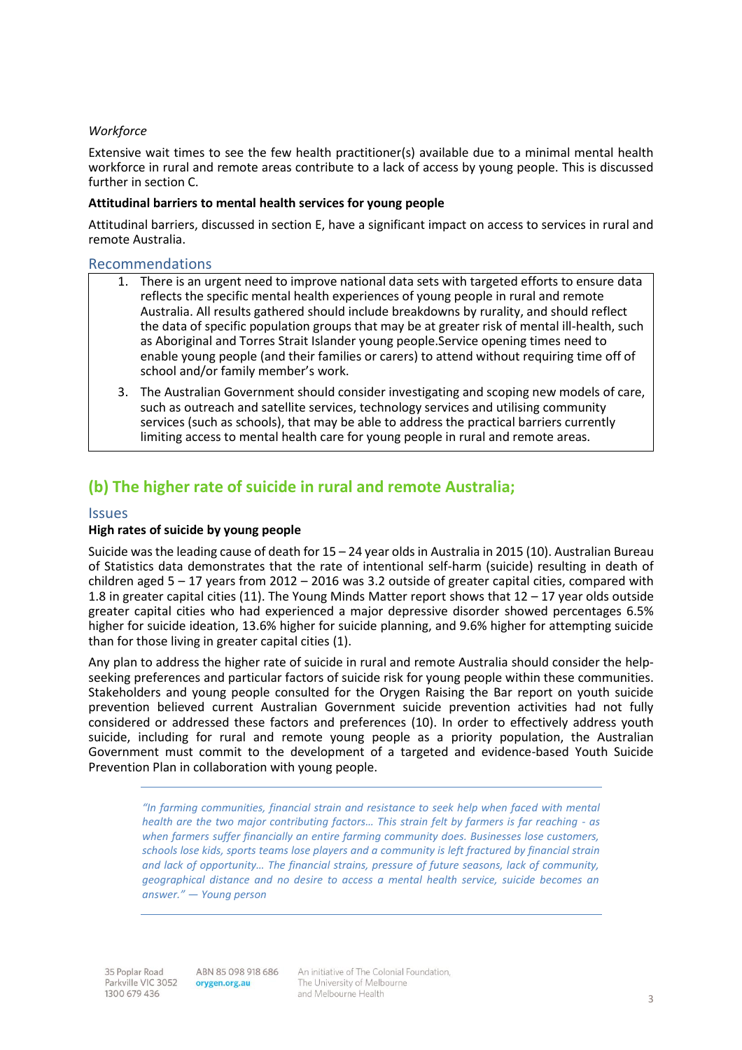*Workforce*

Extensive wait times to see the few health practitioner(s) available due to a minimal mental health workforce in rural and remote areas contribute to a lack of access by young people. This is discussed further in section C.

**Attitudinal barriers to mental health services for young people**

Attitudinal barriers, discussed in section E, have a significant impact on access to services in rural and remote Australia.

### Recommendations

1. There is an urgent need to improve national data sets with targeted efforts to ensure data reflects the specific mental health experiences of young people in rural and remote Australia. All results gathered should include breakdowns by rurality, and should reflect the data of specific population groups that may be at greater risk of mental ill-health, such as Aboriginal and Torres Strait Islander young people.Service opening times need to enable young people (and their families or carers) to attend without requiring time off of school and/or family member's work.

3. The Australian Government should consider investigating and scoping new models of care, such as outreach and satellite services, technology services and utilising community services (such as schools), that may be able to address the practical barriers currently limiting access to mental health care for young people in rural and remote areas.

## (b) The higher rate of suicide in rural and remote Australia;

### Issues

**High rates of suicide by young people**

Suicide was the leading cause of death for 15 – 24 year olds in Australia in 2015 (10). Australian Bureau of Statistics data demonstrates that the rate of intentional self-harm (suicide) resulting in death of children aged 5 – 17 years from 2012 – 2016 was 3.2 outside of greater capital cities, compared with 1.8 in greater capital cities (11). The Young Minds Matter report shows that 12 – 17 year olds outside greater capital cities who had experienced a major depressive disorder showed percentages 6.5% higher for suicide ideation, 13.6% higher for suicide planning, and 9.6% higher for attempting suicide than for those living in greater capital cities (1).

Any plan to address the higher rate of suicide in rural and remote Australia should consider the help-seeking preferences and particular factors of suicide risk for young people within these communities. Stakeholders and young people consulted for the Orygen Raising the Bar report on youth suicide prevention believed current Australian Government suicide prevention activities had not fully considered or addressed these factors and preferences (10). In order to effectively address youth suicide, including for rural and remote young people as a priority population, the Australian Government must commit to the development of a targeted and evidence-based Youth Suicide Prevention Plan in collaboration with young people.

> *"In farming communities, financial strain and resistance to seek help when faced with mental health are the two major contributing factors… This strain felt by farmers is far reaching - as when farmers suffer financially an entire farming community does. Businesses lose customers, schools lose kids, sports teams lose players and a community is left fractured by financial strain and lack of opportunity… The financial strains, pressure of future seasons, lack of community, geographical distance and no desire to access a mental health service, suicide becomes an answer." — Young person*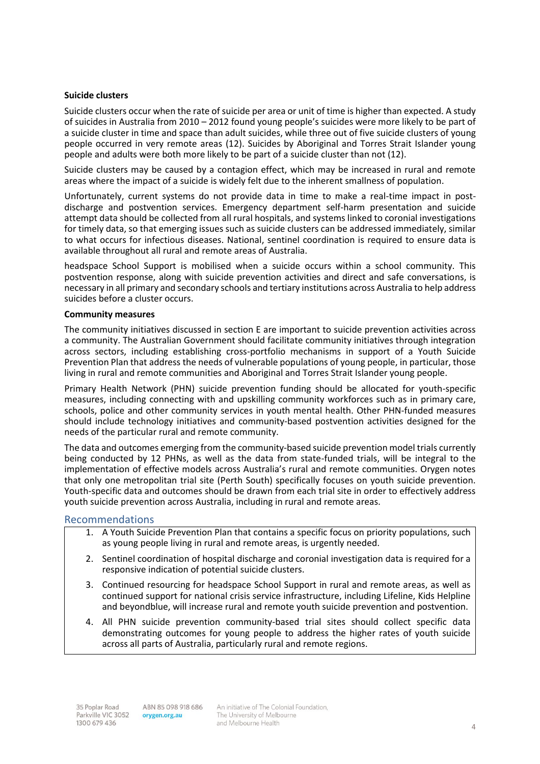**Suicide clusters**

Suicide clusters occur when the rate of suicide per area or unit of time is higher than expected. A study of suicides in Australia from 2010 – 2012 found young people's suicides were more likely to be part of a suicide cluster in time and space than adult suicides, while three out of five suicide clusters of young people occurred in very remote areas (12). Suicides by Aboriginal and Torres Strait Islander young people and adults were both more likely to be part of a suicide cluster than not (12).

Suicide clusters may be caused by a contagion effect, which may be increased in rural and remote areas where the impact of a suicide is widely felt due to the inherent smallness of population.

Unfortunately, current systems do not provide data in time to make a real-time impact in post-discharge and postvention services. Emergency department self-harm presentation and suicide attempt data should be collected from all rural hospitals, and systems linked to coronial investigations for timely data, so that emerging issues such as suicide clusters can be addressed immediately, similar to what occurs for infectious diseases. National, sentinel coordination is required to ensure data is available throughout all rural and remote areas of Australia.

headspace School Support is mobilised when a suicide occurs within a school community. This postvention response, along with suicide prevention activities and direct and safe conversations, is necessary in all primary and secondary schools and tertiary institutions across Australia to help address suicides before a cluster occurs.

**Community measures**

The community initiatives discussed in section E are important to suicide prevention activities across a community. The Australian Government should facilitate community initiatives through integration across sectors, including establishing cross-portfolio mechanisms in support of a Youth Suicide Prevention Plan that address the needs of vulnerable populations of young people, in particular, those living in rural and remote communities and Aboriginal and Torres Strait Islander young people.

Primary Health Network (PHN) suicide prevention funding should be allocated for youth-specific measures, including connecting with and upskilling community workforces such as in primary care, schools, police and other community services in youth mental health. Other PHN-funded measures should include technology initiatives and community-based postvention activities designed for the needs of the particular rural and remote community.

The data and outcomes emerging from the community-based suicide prevention model trials currently being conducted by 12 PHNs, as well as the data from state-funded trials, will be integral to the implementation of effective models across Australia's rural and remote communities. Orygen notes that only one metropolitan trial site (Perth South) specifically focuses on youth suicide prevention. Youth-specific data and outcomes should be drawn from each trial site in order to effectively address youth suicide prevention across Australia, including in rural and remote areas.

## Recommendations

1. A Youth Suicide Prevention Plan that contains a specific focus on priority populations, such as young people living in rural and remote areas, is urgently needed.
2. Sentinel coordination of hospital discharge and coronial investigation data is required for a responsive indication of potential suicide clusters.
3. Continued resourcing for headspace School Support in rural and remote areas, as well as continued support for national crisis service infrastructure, including Lifeline, Kids Helpline and beyondblue, will increase rural and remote youth suicide prevention and postvention.
4. All PHN suicide prevention community-based trial sites should collect specific data demonstrating outcomes for young people to address the higher rates of youth suicide across all parts of Australia, particularly rural and remote regions.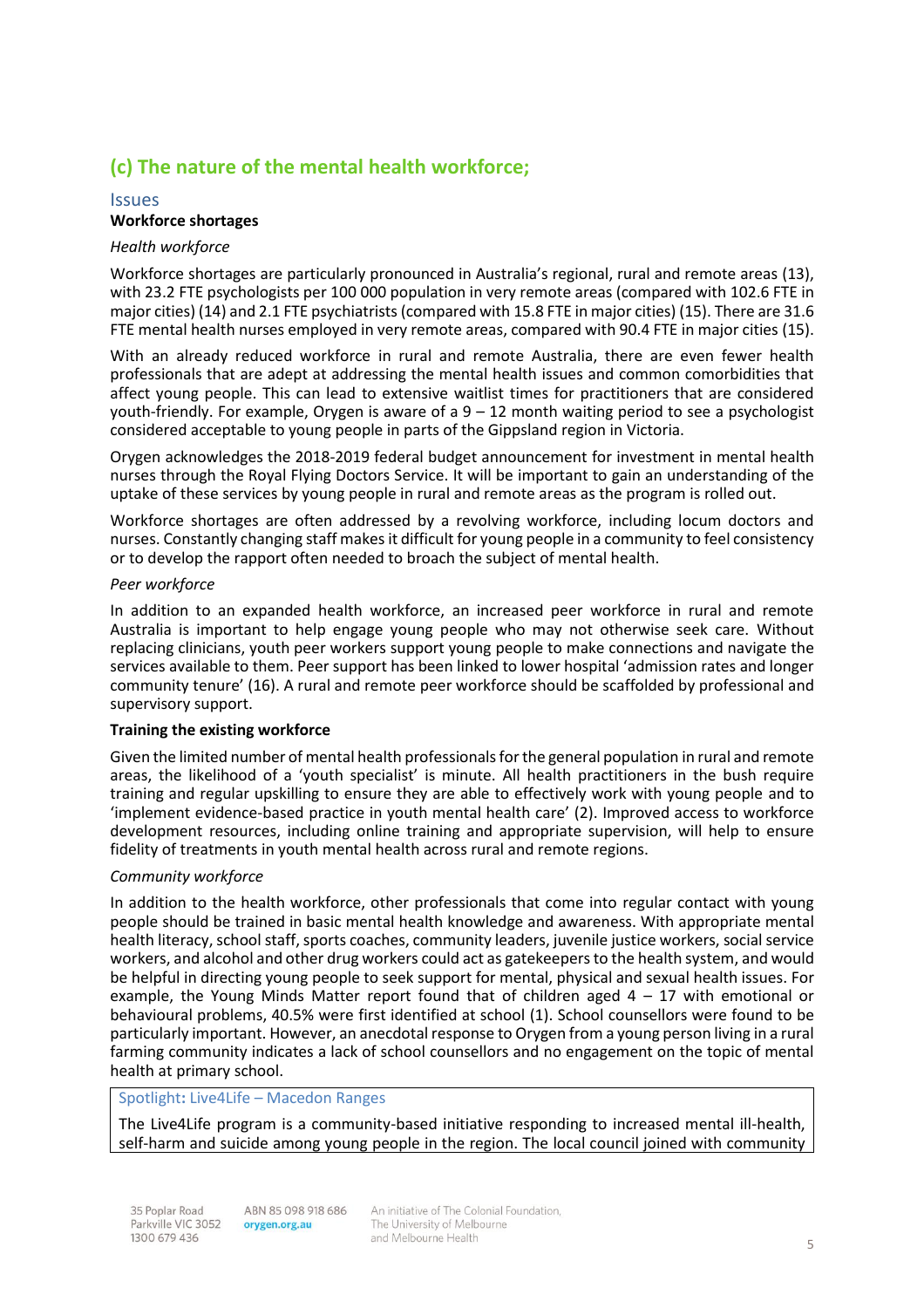## (c) The nature of the mental health workforce;

### Issues

**Workforce shortages**

*Health workforce*

Workforce shortages are particularly pronounced in Australia's regional, rural and remote areas (13), with 23.2 FTE psychologists per 100 000 population in very remote areas (compared with 102.6 FTE in major cities) (14) and 2.1 FTE psychiatrists (compared with 15.8 FTE in major cities) (15). There are 31.6 FTE mental health nurses employed in very remote areas, compared with 90.4 FTE in major cities (15).

With an already reduced workforce in rural and remote Australia, there are even fewer health professionals that are adept at addressing the mental health issues and common comorbidities that affect young people. This can lead to extensive waitlist times for practitioners that are considered youth-friendly. For example, Orygen is aware of a 9 – 12 month waiting period to see a psychologist considered acceptable to young people in parts of the Gippsland region in Victoria.

Orygen acknowledges the 2018-2019 federal budget announcement for investment in mental health nurses through the Royal Flying Doctors Service. It will be important to gain an understanding of the uptake of these services by young people in rural and remote areas as the program is rolled out.

Workforce shortages are often addressed by a revolving workforce, including locum doctors and nurses. Constantly changing staff makes it difficult for young people in a community to feel consistency or to develop the rapport often needed to broach the subject of mental health.

*Peer workforce*

In addition to an expanded health workforce, an increased peer workforce in rural and remote Australia is important to help engage young people who may not otherwise seek care. Without replacing clinicians, youth peer workers support young people to make connections and navigate the services available to them. Peer support has been linked to lower hospital 'admission rates and longer community tenure' (16). A rural and remote peer workforce should be scaffolded by professional and supervisory support.

**Training the existing workforce**

Given the limited number of mental health professionals for the general population in rural and remote areas, the likelihood of a 'youth specialist' is minute. All health practitioners in the bush require training and regular upskilling to ensure they are able to effectively work with young people and to 'implement evidence-based practice in youth mental health care' (2). Improved access to workforce development resources, including online training and appropriate supervision, will help to ensure fidelity of treatments in youth mental health across rural and remote regions.

*Community workforce*

In addition to the health workforce, other professionals that come into regular contact with young people should be trained in basic mental health knowledge and awareness. With appropriate mental health literacy, school staff, sports coaches, community leaders, juvenile justice workers, social service workers, and alcohol and other drug workers could act as gatekeepers to the health system, and would be helpful in directing young people to seek support for mental, physical and sexual health issues. For example, the Young Minds Matter report found that of children aged 4 – 17 with emotional or behavioural problems, 40.5% were first identified at school (1). School counsellors were found to be particularly important. However, an anecdotal response to Orygen from a young person living in a rural farming community indicates a lack of school counsellors and no engagement on the topic of mental health at primary school.

Spotlight: Live4Life – Macedon Ranges

The Live4Life program is a community-based initiative responding to increased mental ill-health, self-harm and suicide among young people in the region. The local council joined with community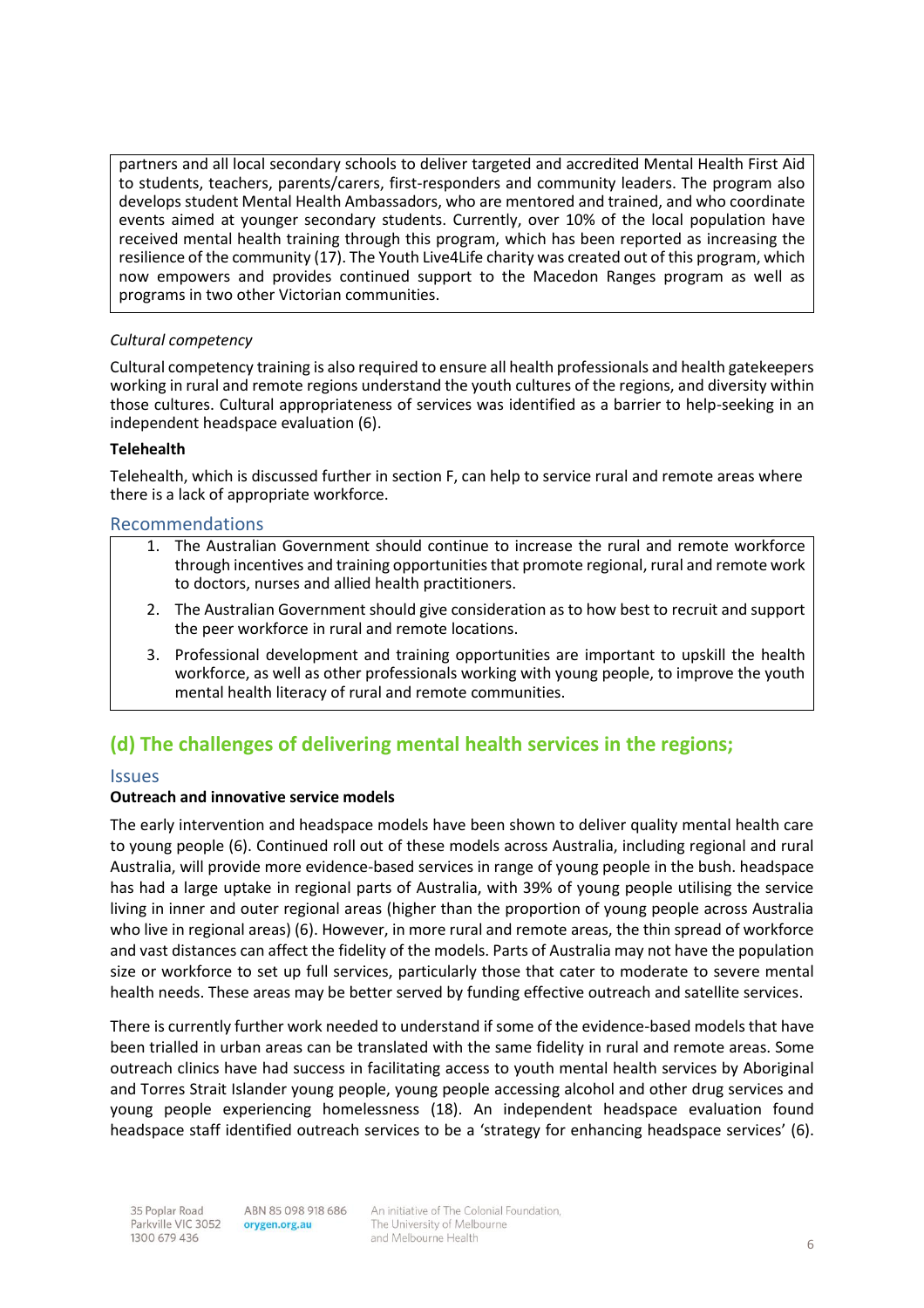partners and all local secondary schools to deliver targeted and accredited Mental Health First Aid to students, teachers, parents/carers, first-responders and community leaders. The program also develops student Mental Health Ambassadors, who are mentored and trained, and who coordinate events aimed at younger secondary students. Currently, over 10% of the local population have received mental health training through this program, which has been reported as increasing the resilience of the community (17). The Youth Live4Life charity was created out of this program, which now empowers and provides continued support to the Macedon Ranges program as well as programs in two other Victorian communities.

*Cultural competency*

Cultural competency training is also required to ensure all health professionals and health gatekeepers working in rural and remote regions understand the youth cultures of the regions, and diversity within those cultures. Cultural appropriateness of services was identified as a barrier to help-seeking in an independent headspace evaluation (6).

**Telehealth**

Telehealth, which is discussed further in section F, can help to service rural and remote areas where there is a lack of appropriate workforce.

### Recommendations

1. The Australian Government should continue to increase the rural and remote workforce through incentives and training opportunities that promote regional, rural and remote work to doctors, nurses and allied health practitioners.
2. The Australian Government should give consideration as to how best to recruit and support the peer workforce in rural and remote locations.
3. Professional development and training opportunities are important to upskill the health workforce, as well as other professionals working with young people, to improve the youth mental health literacy of rural and remote communities.

## (d) The challenges of delivering mental health services in the regions;

### Issues

**Outreach and innovative service models**

The early intervention and headspace models have been shown to deliver quality mental health care to young people (6). Continued roll out of these models across Australia, including regional and rural Australia, will provide more evidence-based services in range of young people in the bush. headspace has had a large uptake in regional parts of Australia, with 39% of young people utilising the service living in inner and outer regional areas (higher than the proportion of young people across Australia who live in regional areas) (6). However, in more rural and remote areas, the thin spread of workforce and vast distances can affect the fidelity of the models. Parts of Australia may not have the population size or workforce to set up full services, particularly those that cater to moderate to severe mental health needs. These areas may be better served by funding effective outreach and satellite services.

There is currently further work needed to understand if some of the evidence-based models that have been trialled in urban areas can be translated with the same fidelity in rural and remote areas. Some outreach clinics have had success in facilitating access to youth mental health services by Aboriginal and Torres Strait Islander young people, young people accessing alcohol and other drug services and young people experiencing homelessness (18). An independent headspace evaluation found headspace staff identified outreach services to be a 'strategy for enhancing headspace services' (6).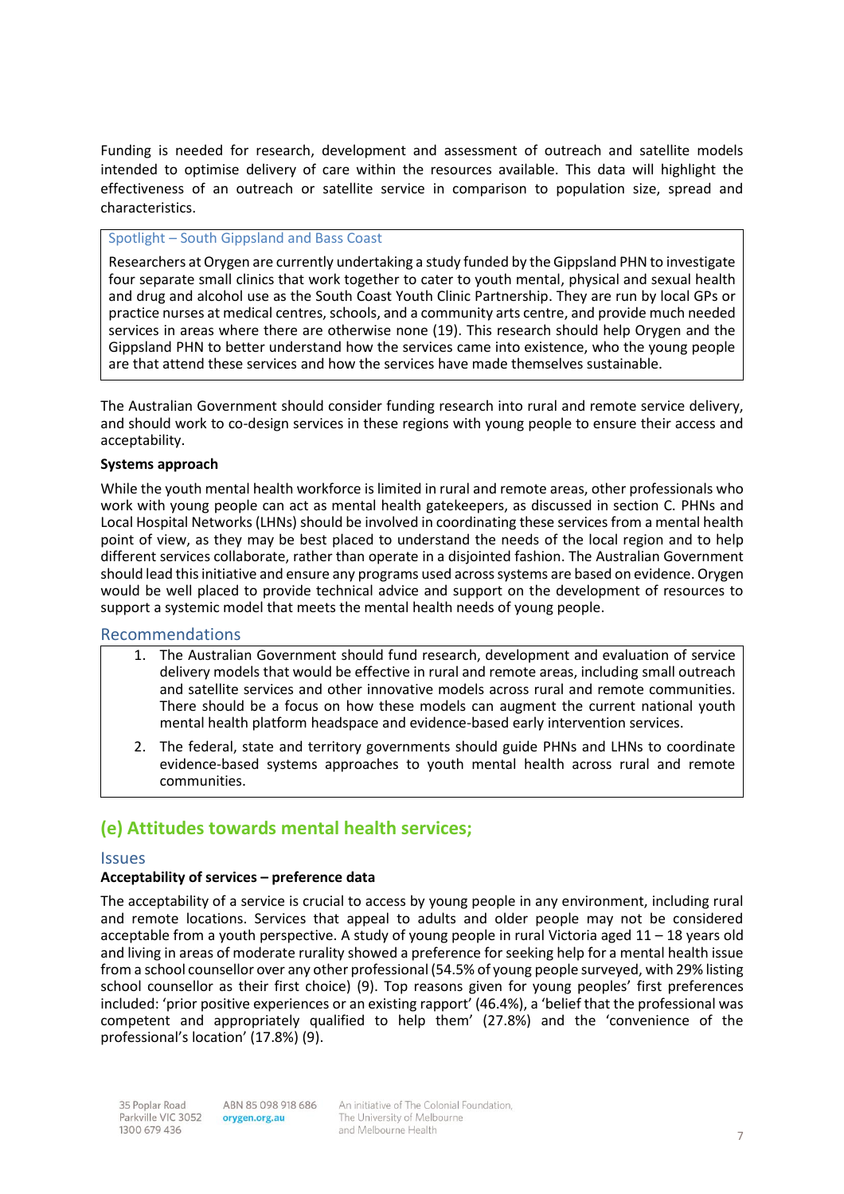Funding is needed for research, development and assessment of outreach and satellite models intended to optimise delivery of care within the resources available. This data will highlight the effectiveness of an outreach or satellite service in comparison to population size, spread and characteristics.

> **Spotlight – South Gippsland and Bass Coast**
>
> Researchers at Orygen are currently undertaking a study funded by the Gippsland PHN to investigate four separate small clinics that work together to cater to youth mental, physical and sexual health and drug and alcohol use as the South Coast Youth Clinic Partnership. They are run by local GPs or practice nurses at medical centres, schools, and a community arts centre, and provide much needed services in areas where there are otherwise none (19). This research should help Orygen and the Gippsland PHN to better understand how the services came into existence, who the young people are that attend these services and how the services have made themselves sustainable.

The Australian Government should consider funding research into rural and remote service delivery, and should work to co-design services in these regions with young people to ensure their access and acceptability.

**Systems approach**

While the youth mental health workforce is limited in rural and remote areas, other professionals who work with young people can act as mental health gatekeepers, as discussed in section C. PHNs and Local Hospital Networks (LHNs) should be involved in coordinating these services from a mental health point of view, as they may be best placed to understand the needs of the local region and to help different services collaborate, rather than operate in a disjointed fashion. The Australian Government should lead this initiative and ensure any programs used across systems are based on evidence. Orygen would be well placed to provide technical advice and support on the development of resources to support a systemic model that meets the mental health needs of young people.

### Recommendations

1. The Australian Government should fund research, development and evaluation of service delivery models that would be effective in rural and remote areas, including small outreach and satellite services and other innovative models across rural and remote communities. There should be a focus on how these models can augment the current national youth mental health platform headspace and evidence-based early intervention services.
2. The federal, state and territory governments should guide PHNs and LHNs to coordinate evidence-based systems approaches to youth mental health across rural and remote communities.

## (e) Attitudes towards mental health services;

### Issues

**Acceptability of services – preference data**

The acceptability of a service is crucial to access by young people in any environment, including rural and remote locations. Services that appeal to adults and older people may not be considered acceptable from a youth perspective. A study of young people in rural Victoria aged 11 – 18 years old and living in areas of moderate rurality showed a preference for seeking help for a mental health issue from a school counsellor over any other professional (54.5% of young people surveyed, with 29% listing school counsellor as their first choice) (9). Top reasons given for young peoples' first preferences included: 'prior positive experiences or an existing rapport' (46.4%), a 'belief that the professional was competent and appropriately qualified to help them' (27.8%) and the 'convenience of the professional's location' (17.8%) (9).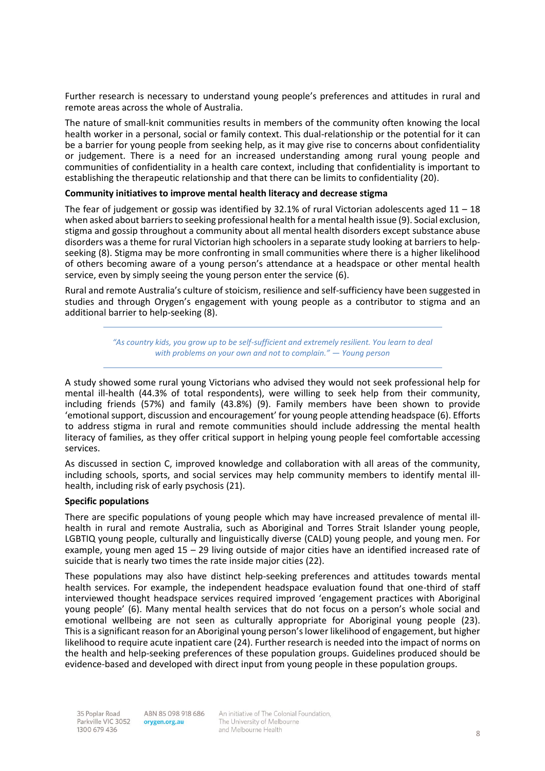Further research is necessary to understand young people's preferences and attitudes in rural and remote areas across the whole of Australia.

The nature of small-knit communities results in members of the community often knowing the local health worker in a personal, social or family context. This dual-relationship or the potential for it can be a barrier for young people from seeking help, as it may give rise to concerns about confidentiality or judgement. There is a need for an increased understanding among rural young people and communities of confidentiality in a health care context, including that confidentiality is important to establishing the therapeutic relationship and that there can be limits to confidentiality (20).

**Community initiatives to improve mental health literacy and decrease stigma**

The fear of judgement or gossip was identified by 32.1% of rural Victorian adolescents aged 11 – 18 when asked about barriers to seeking professional health for a mental health issue (9). Social exclusion, stigma and gossip throughout a community about all mental health disorders except substance abuse disorders was a theme for rural Victorian high schoolers in a separate study looking at barriers to help-seeking (8). Stigma may be more confronting in small communities where there is a higher likelihood of others becoming aware of a young person's attendance at a headspace or other mental health service, even by simply seeing the young person enter the service (6).

Rural and remote Australia's culture of stoicism, resilience and self-sufficiency have been suggested in studies and through Orygen's engagement with young people as a contributor to stigma and an additional barrier to help-seeking (8).

> *"As country kids, you grow up to be self-sufficient and extremely resilient. You learn to deal with problems on your own and not to complain." — Young person*

A study showed some rural young Victorians who advised they would not seek professional help for mental ill-health (44.3% of total respondents), were willing to seek help from their community, including friends (57%) and family (43.8%) (9). Family members have been shown to provide 'emotional support, discussion and encouragement' for young people attending headspace (6). Efforts to address stigma in rural and remote communities should include addressing the mental health literacy of families, as they offer critical support in helping young people feel comfortable accessing services.

As discussed in section C, improved knowledge and collaboration with all areas of the community, including schools, sports, and social services may help community members to identify mental ill-health, including risk of early psychosis (21).

**Specific populations**

There are specific populations of young people which may have increased prevalence of mental ill-health in rural and remote Australia, such as Aboriginal and Torres Strait Islander young people, LGBTIQ young people, culturally and linguistically diverse (CALD) young people, and young men. For example, young men aged 15 – 29 living outside of major cities have an identified increased rate of suicide that is nearly two times the rate inside major cities (22).

These populations may also have distinct help-seeking preferences and attitudes towards mental health services. For example, the independent headspace evaluation found that one-third of staff interviewed thought headspace services required improved 'engagement practices with Aboriginal young people' (6). Many mental health services that do not focus on a person's whole social and emotional wellbeing are not seen as culturally appropriate for Aboriginal young people (23). This is a significant reason for an Aboriginal young person's lower likelihood of engagement, but higher likelihood to require acute inpatient care (24). Further research is needed into the impact of norms on the health and help-seeking preferences of these population groups. Guidelines produced should be evidence-based and developed with direct input from young people in these population groups.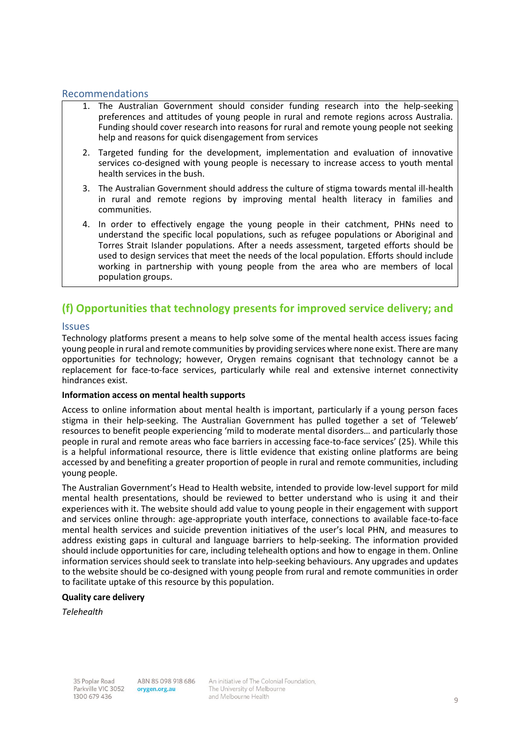### Recommendations

1. The Australian Government should consider funding research into the help-seeking preferences and attitudes of young people in rural and remote regions across Australia. Funding should cover research into reasons for rural and remote young people not seeking help and reasons for quick disengagement from services
2. Targeted funding for the development, implementation and evaluation of innovative services co-designed with young people is necessary to increase access to youth mental health services in the bush.
3. The Australian Government should address the culture of stigma towards mental ill-health in rural and remote regions by improving mental health literacy in families and communities.
4. In order to effectively engage the young people in their catchment, PHNs need to understand the specific local populations, such as refugee populations or Aboriginal and Torres Strait Islander populations. After a needs assessment, targeted efforts should be used to design services that meet the needs of the local population. Efforts should include working in partnership with young people from the area who are members of local population groups.

## (f) Opportunities that technology presents for improved service delivery; and

### Issues

Technology platforms present a means to help solve some of the mental health access issues facing young people in rural and remote communities by providing services where none exist. There are many opportunities for technology; however, Orygen remains cognisant that technology cannot be a replacement for face-to-face services, particularly while real and extensive internet connectivity hindrances exist.

**Information access on mental health supports**

Access to online information about mental health is important, particularly if a young person faces stigma in their help-seeking. The Australian Government has pulled together a set of 'Teleweb' resources to benefit people experiencing 'mild to moderate mental disorders… and particularly those people in rural and remote areas who face barriers in accessing face-to-face services' (25). While this is a helpful informational resource, there is little evidence that existing online platforms are being accessed by and benefiting a greater proportion of people in rural and remote communities, including young people.

The Australian Government's Head to Health website, intended to provide low-level support for mild mental health presentations, should be reviewed to better understand who is using it and their experiences with it. The website should add value to young people in their engagement with support and services online through: age-appropriate youth interface, connections to available face-to-face mental health services and suicide prevention initiatives of the user's local PHN, and measures to address existing gaps in cultural and language barriers to help-seeking. The information provided should include opportunities for care, including telehealth options and how to engage in them. Online information services should seek to translate into help-seeking behaviours. Any upgrades and updates to the website should be co-designed with young people from rural and remote communities in order to facilitate uptake of this resource by this population.

**Quality care delivery**

*Telehealth*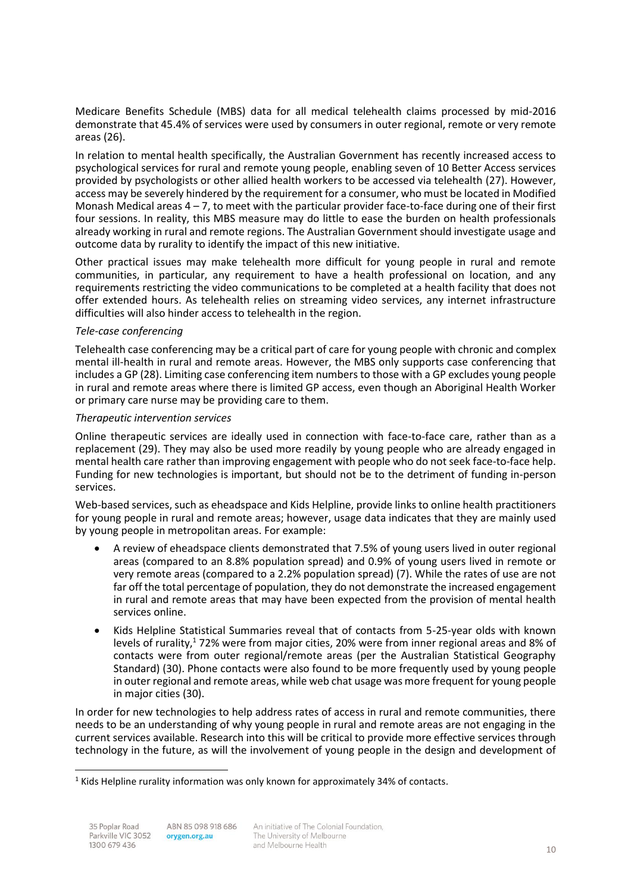Medicare Benefits Schedule (MBS) data for all medical telehealth claims processed by mid-2016 demonstrate that 45.4% of services were used by consumers in outer regional, remote or very remote areas (26).

In relation to mental health specifically, the Australian Government has recently increased access to psychological services for rural and remote young people, enabling seven of 10 Better Access services provided by psychologists or other allied health workers to be accessed via telehealth (27). However, access may be severely hindered by the requirement for a consumer, who must be located in Modified Monash Medical areas 4 – 7, to meet with the particular provider face-to-face during one of their first four sessions. In reality, this MBS measure may do little to ease the burden on health professionals already working in rural and remote regions. The Australian Government should investigate usage and outcome data by rurality to identify the impact of this new initiative.

Other practical issues may make telehealth more difficult for young people in rural and remote communities, in particular, any requirement to have a health professional on location, and any requirements restricting the video communications to be completed at a health facility that does not offer extended hours. As telehealth relies on streaming video services, any internet infrastructure difficulties will also hinder access to telehealth in the region.

*Tele-case conferencing*

Telehealth case conferencing may be a critical part of care for young people with chronic and complex mental ill-health in rural and remote areas. However, the MBS only supports case conferencing that includes a GP (28). Limiting case conferencing item numbers to those with a GP excludes young people in rural and remote areas where there is limited GP access, even though an Aboriginal Health Worker or primary care nurse may be providing care to them.

*Therapeutic intervention services*

Online therapeutic services are ideally used in connection with face-to-face care, rather than as a replacement (29). They may also be used more readily by young people who are already engaged in mental health care rather than improving engagement with people who do not seek face-to-face help. Funding for new technologies is important, but should not be to the detriment of funding in-person services.

Web-based services, such as eheadspace and Kids Helpline, provide links to online health practitioners for young people in rural and remote areas; however, usage data indicates that they are mainly used by young people in metropolitan areas. For example:

- A review of eheadspace clients demonstrated that 7.5% of young users lived in outer regional areas (compared to an 8.8% population spread) and 0.9% of young users lived in remote or very remote areas (compared to a 2.2% population spread) (7). While the rates of use are not far off the total percentage of population, they do not demonstrate the increased engagement in rural and remote areas that may have been expected from the provision of mental health services online.
- Kids Helpline Statistical Summaries reveal that of contacts from 5-25-year olds with known levels of rurality,[1] 72% were from major cities, 20% were from inner regional areas and 8% of contacts were from outer regional/remote areas (per the Australian Statistical Geography Standard) (30). Phone contacts were also found to be more frequently used by young people in outer regional and remote areas, while web chat usage was more frequent for young people in major cities (30).

In order for new technologies to help address rates of access in rural and remote communities, there needs to be an understanding of why young people in rural and remote areas are not engaging in the current services available. Research into this will be critical to provide more effective services through technology in the future, as will the involvement of young people in the design and development of

[1] Kids Helpline rurality information was only known for approximately 34% of contacts.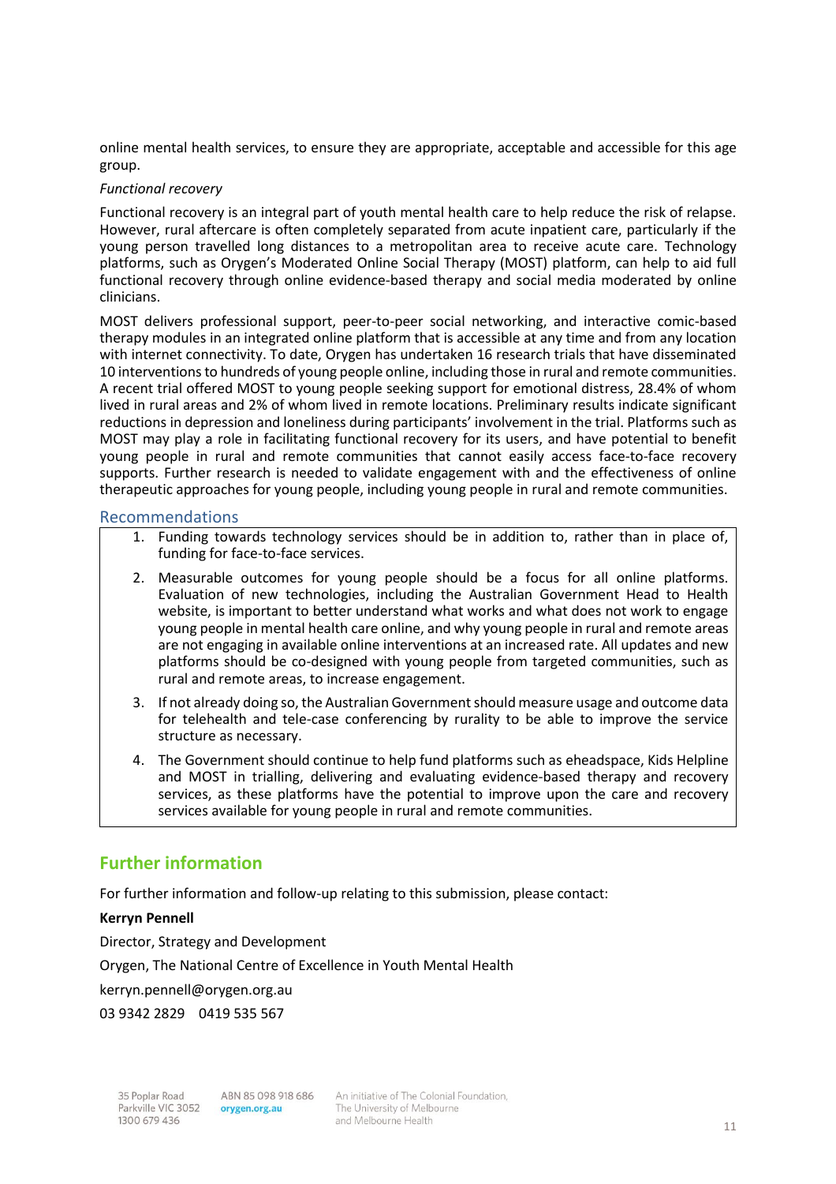online mental health services, to ensure they are appropriate, acceptable and accessible for this age group.

*Functional recovery*

Functional recovery is an integral part of youth mental health care to help reduce the risk of relapse. However, rural aftercare is often completely separated from acute inpatient care, particularly if the young person travelled long distances to a metropolitan area to receive acute care. Technology platforms, such as Orygen's Moderated Online Social Therapy (MOST) platform, can help to aid full functional recovery through online evidence-based therapy and social media moderated by online clinicians.

MOST delivers professional support, peer-to-peer social networking, and interactive comic-based therapy modules in an integrated online platform that is accessible at any time and from any location with internet connectivity. To date, Orygen has undertaken 16 research trials that have disseminated 10 interventions to hundreds of young people online, including those in rural and remote communities. A recent trial offered MOST to young people seeking support for emotional distress, 28.4% of whom lived in rural areas and 2% of whom lived in remote locations. Preliminary results indicate significant reductions in depression and loneliness during participants' involvement in the trial. Platforms such as MOST may play a role in facilitating functional recovery for its users, and have potential to benefit young people in rural and remote communities that cannot easily access face-to-face recovery supports. Further research is needed to validate engagement with and the effectiveness of online therapeutic approaches for young people, including young people in rural and remote communities.

### Recommendations

1. Funding towards technology services should be in addition to, rather than in place of, funding for face-to-face services.
2. Measurable outcomes for young people should be a focus for all online platforms. Evaluation of new technologies, including the Australian Government Head to Health website, is important to better understand what works and what does not work to engage young people in mental health care online, and why young people in rural and remote areas are not engaging in available online interventions at an increased rate. All updates and new platforms should be co-designed with young people from targeted communities, such as rural and remote areas, to increase engagement.
3. If not already doing so, the Australian Government should measure usage and outcome data for telehealth and tele-case conferencing by rurality to be able to improve the service structure as necessary.
4. The Government should continue to help fund platforms such as eheadspace, Kids Helpline and MOST in trialling, delivering and evaluating evidence-based therapy and recovery services, as these platforms have the potential to improve upon the care and recovery services available for young people in rural and remote communities.

## Further information

For further information and follow-up relating to this submission, please contact:

**Kerryn Pennell**

Director, Strategy and Development

Orygen, The National Centre of Excellence in Youth Mental Health

kerryn.pennell@orygen.org.au

03 9342 2829 0419 535 567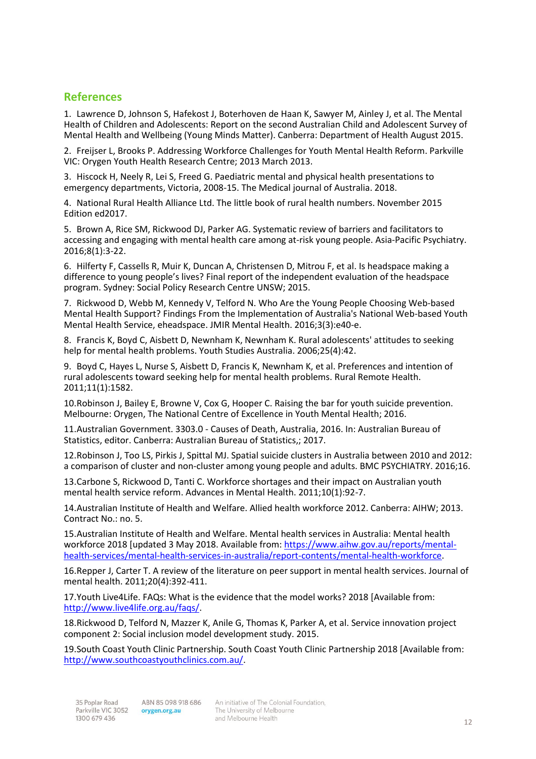## References

1. Lawrence D, Johnson S, Hafekost J, Boterhoven de Haan K, Sawyer M, Ainley J, et al. The Mental Health of Children and Adolescents: Report on the second Australian Child and Adolescent Survey of Mental Health and Wellbeing (Young Minds Matter). Canberra: Department of Health August 2015.

2. Freijser L, Brooks P. Addressing Workforce Challenges for Youth Mental Health Reform. Parkville VIC: Orygen Youth Health Research Centre; 2013 March 2013.

3. Hiscock H, Neely R, Lei S, Freed G. Paediatric mental and physical health presentations to emergency departments, Victoria, 2008-15. The Medical journal of Australia. 2018.

4. National Rural Health Alliance Ltd. The little book of rural health numbers. November 2015 Edition ed2017.

5. Brown A, Rice SM, Rickwood DJ, Parker AG. Systematic review of barriers and facilitators to accessing and engaging with mental health care among at-risk young people. Asia-Pacific Psychiatry. 2016;8(1):3-22.

6. Hilferty F, Cassells R, Muir K, Duncan A, Christensen D, Mitrou F, et al. Is headspace making a difference to young people's lives? Final report of the independent evaluation of the headspace program. Sydney: Social Policy Research Centre UNSW; 2015.

7. Rickwood D, Webb M, Kennedy V, Telford N. Who Are the Young People Choosing Web-based Mental Health Support? Findings From the Implementation of Australia's National Web-based Youth Mental Health Service, eheadspace. JMIR Mental Health. 2016;3(3):e40-e.

8. Francis K, Boyd C, Aisbett D, Newnham K, Newnham K. Rural adolescents' attitudes to seeking help for mental health problems. Youth Studies Australia. 2006;25(4):42.

9. Boyd C, Hayes L, Nurse S, Aisbett D, Francis K, Newnham K, et al. Preferences and intention of rural adolescents toward seeking help for mental health problems. Rural Remote Health. 2011;11(1):1582.

10. Robinson J, Bailey E, Browne V, Cox G, Hooper C. Raising the bar for youth suicide prevention. Melbourne: Orygen, The National Centre of Excellence in Youth Mental Health; 2016.

11. Australian Government. 3303.0 - Causes of Death, Australia, 2016. In: Australian Bureau of Statistics, editor. Canberra: Australian Bureau of Statistics,; 2017.

12. Robinson J, Too LS, Pirkis J, Spittal MJ. Spatial suicide clusters in Australia between 2010 and 2012: a comparison of cluster and non-cluster among young people and adults. BMC PSYCHIATRY. 2016;16.

13. Carbone S, Rickwood D, Tanti C. Workforce shortages and their impact on Australian youth mental health service reform. Advances in Mental Health. 2011;10(1):92-7.

14. Australian Institute of Health and Welfare. Allied health workforce 2012. Canberra: AIHW; 2013. Contract No.: no. 5.

15. Australian Institute of Health and Welfare. Mental health services in Australia: Mental health workforce 2018 [updated 3 May 2018. Available from: https://www.aihw.gov.au/reports/mental-health-services/mental-health-services-in-australia/report-contents/mental-health-workforce.

16. Repper J, Carter T. A review of the literature on peer support in mental health services. Journal of mental health. 2011;20(4):392-411.

17. Youth Live4Life. FAQs: What is the evidence that the model works? 2018 [Available from: http://www.live4life.org.au/faqs/.

18. Rickwood D, Telford N, Mazzer K, Anile G, Thomas K, Parker A, et al. Service innovation project component 2: Social inclusion model development study. 2015.

19. South Coast Youth Clinic Partnership. South Coast Youth Clinic Partnership 2018 [Available from: http://www.southcoastyouthclinics.com.au/.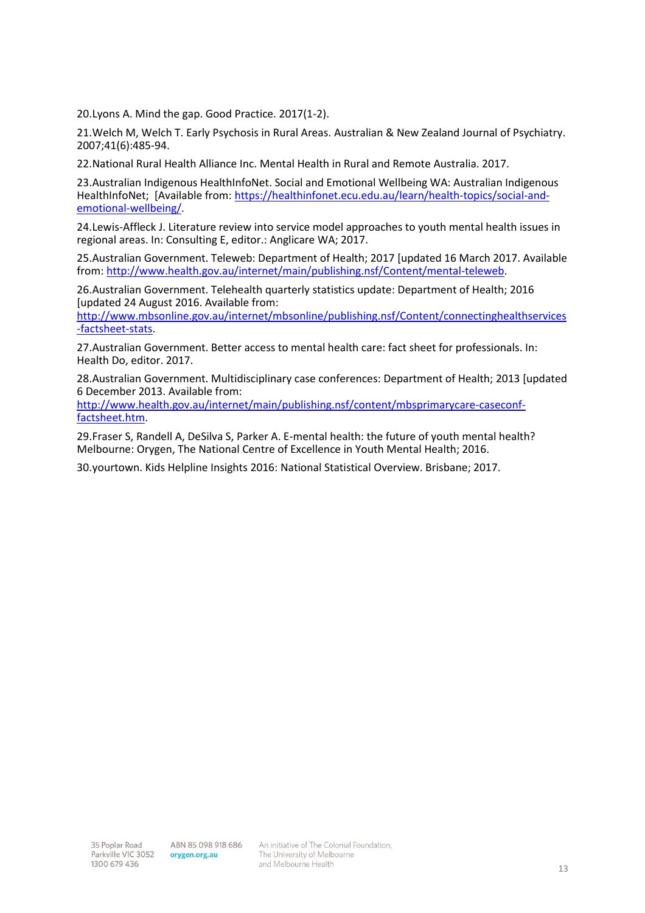20.Lyons A. Mind the gap. Good Practice. 2017(1-2).

21.Welch M, Welch T. Early Psychosis in Rural Areas. Australian & New Zealand Journal of Psychiatry. 2007;41(6):485-94.

22.National Rural Health Alliance Inc. Mental Health in Rural and Remote Australia. 2017.

23.Australian Indigenous HealthInfoNet. Social and Emotional Wellbeing WA: Australian Indigenous HealthInfoNet; [Available from: https://healthinfonet.ecu.edu.au/learn/health-topics/social-and-emotional-wellbeing/.

24.Lewis-Affleck J. Literature review into service model approaches to youth mental health issues in regional areas. In: Consulting E, editor.: Anglicare WA; 2017.

25.Australian Government. Teleweb: Department of Health; 2017 [updated 16 March 2017. Available from: http://www.health.gov.au/internet/main/publishing.nsf/Content/mental-teleweb.

26.Australian Government. Telehealth quarterly statistics update: Department of Health; 2016 [updated 24 August 2016. Available from: http://www.mbsonline.gov.au/internet/mbsonline/publishing.nsf/Content/connectinghealthservices-factsheet-stats.

27.Australian Government. Better access to mental health care: fact sheet for professionals. In: Health Do, editor. 2017.

28.Australian Government. Multidisciplinary case conferences: Department of Health; 2013 [updated 6 December 2013. Available from: http://www.health.gov.au/internet/main/publishing.nsf/content/mbsprimarycare-caseconf-factsheet.htm.

29.Fraser S, Randell A, DeSilva S, Parker A. E-mental health: the future of youth mental health? Melbourne: Orygen, The National Centre of Excellence in Youth Mental Health; 2016.

30.yourtown. Kids Helpline Insights 2016: National Statistical Overview. Brisbane; 2017.